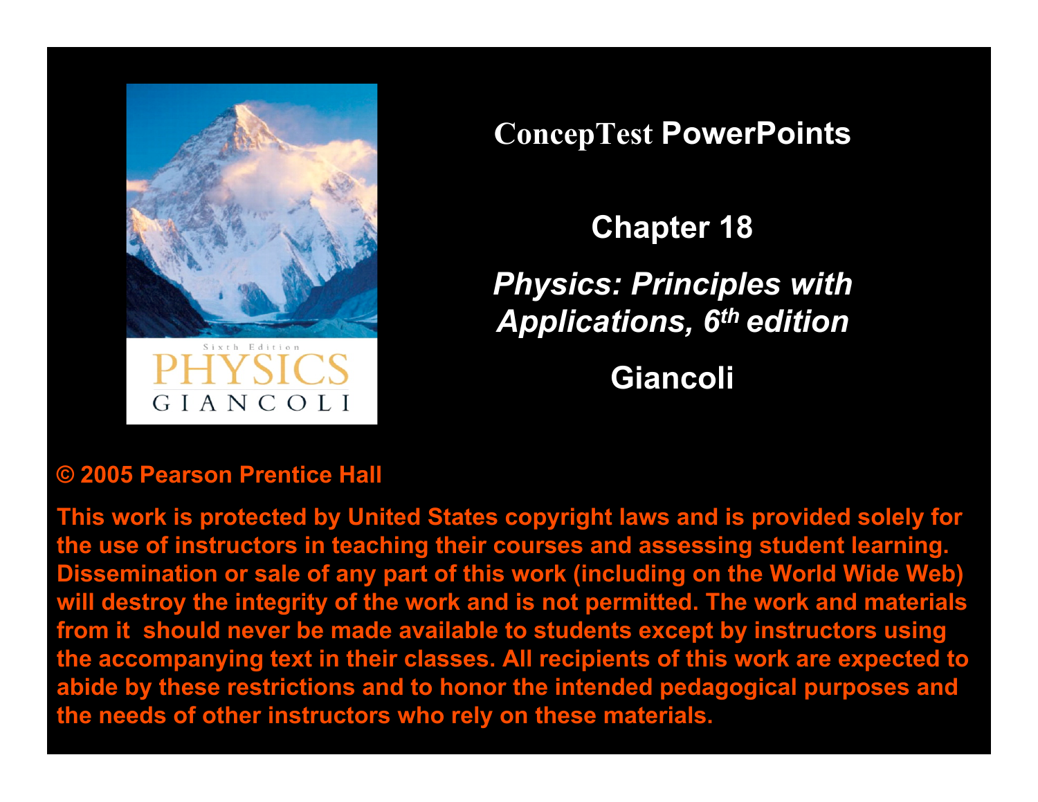# ConcepTest PowerPoints

## Chapter 18

## *Physics: Principles with Applications, 6th edition*

## Giancoli

**© 2005 Pearson Prentice Hall**

**This work is protected by United States copyright laws and is provided solely for the use of instructors in teaching their courses and assessing student learning. Dissemination or sale of any part of this work (including on the World Wide Web) will destroy the integrity of the work and is not permitted. The work and materials from it should never be made available to students except by instructors using the accompanying text in their classes. All recipients of this work are expected to abide by these restrictions and to honor the intended pedagogical purposes and the needs of other instructors who rely on these materials.**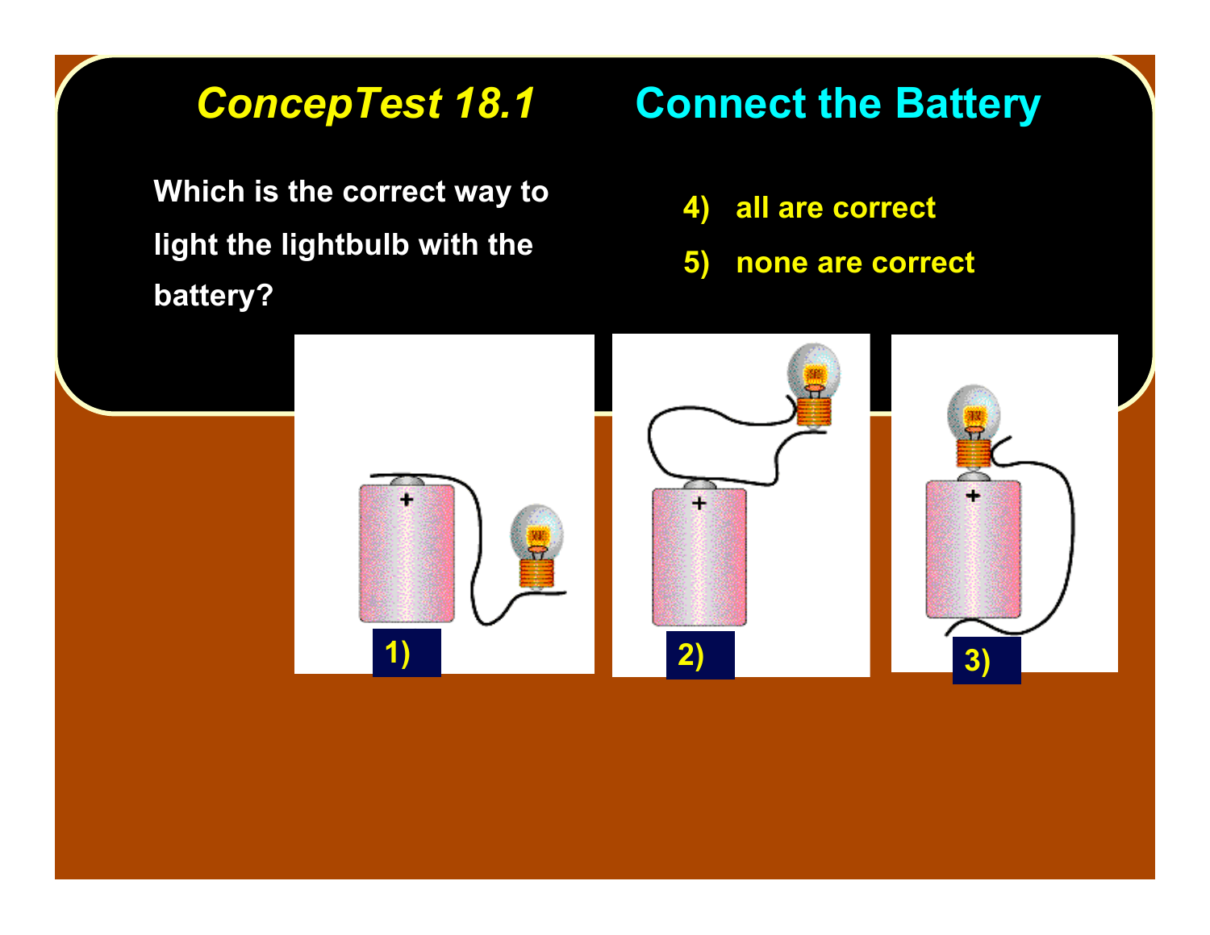# *ConcepTest 18.1* Connect the Battery

Which is the correct way to light the lightbulb with the battery?

4) all are correct

5) none are correct

1)

2)

3)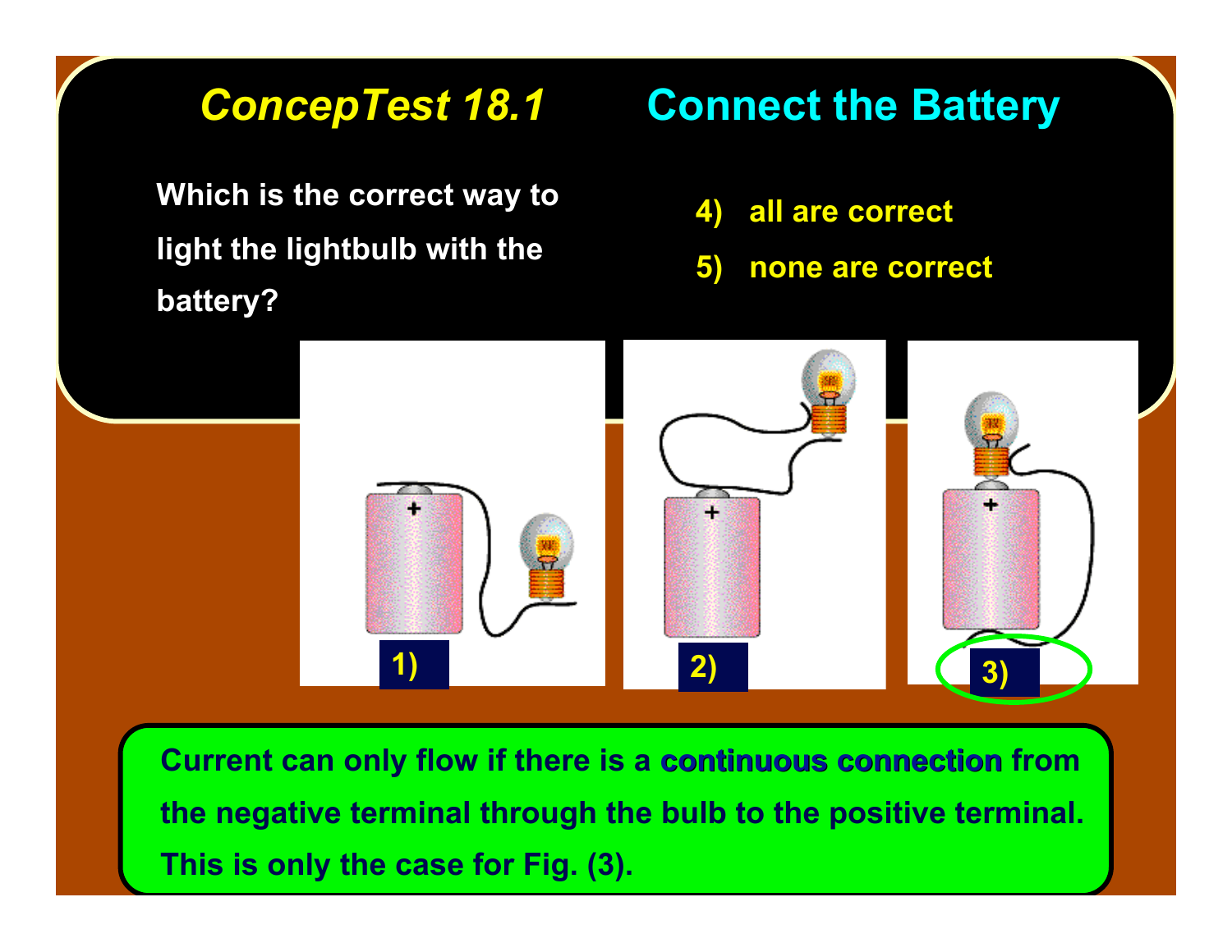## *ConcepTest 18.1* Connect the Battery

Which is the correct way to light the lightbulb with the battery?

1)

2)

3)

4) all are correct

5) none are correct

Current can only flow if there is a **continuous connection** from the negative terminal through the bulb to the positive terminal. This is only the case for Fig. (3).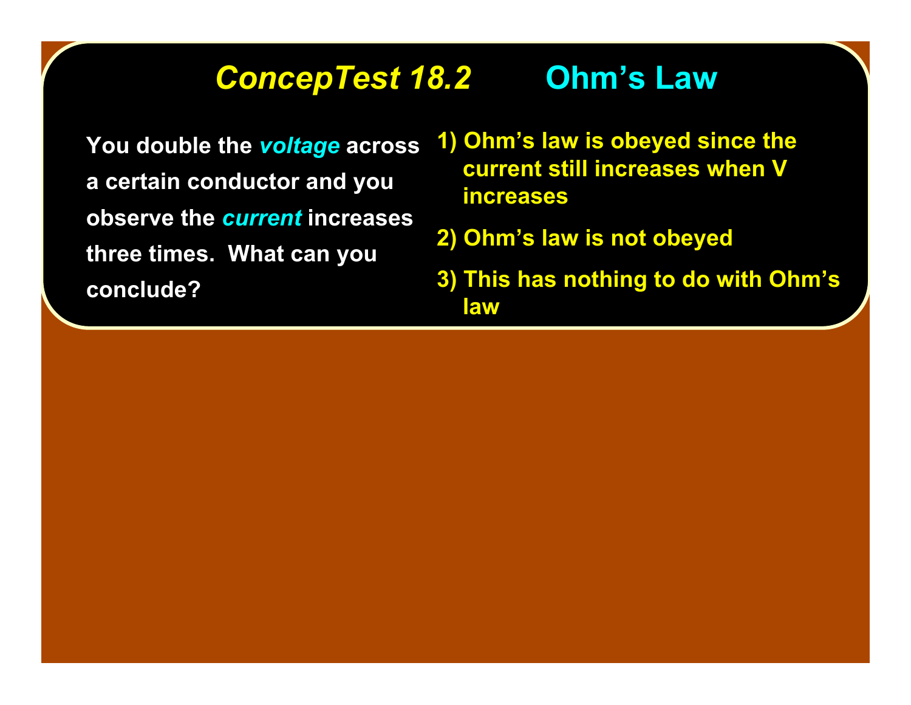# *ConcepTest 18.2* Ohm's Law

You double the ***voltage*** across a certain conductor and you observe the ***current*** increases three times. What can you conclude?

1) Ohm's law is obeyed since the current still increases when V increases

2) Ohm's law is not obeyed

3) This has nothing to do with Ohm's law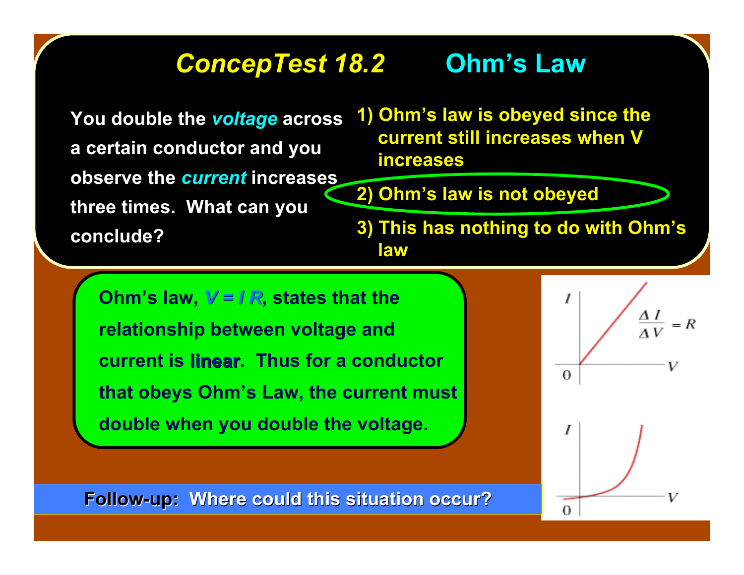# ConcepTest 18.2 Ohm's Law

You double the *voltage* across a certain conductor and you observe the *current* increases three times. What can you conclude?

1) Ohm's law is obeyed since the current still increases when V increases

2) Ohm's law is not obeyed

3) This has nothing to do with Ohm's law

Ohm's law, $V = I R$, states that the relationship between voltage and current is linear. Thus for a conductor that obeys Ohm's Law, the current must double when you double the voltage.

$$\frac{\Delta I}{\Delta V} = R$$

**Follow-up: Where could this situation occur?**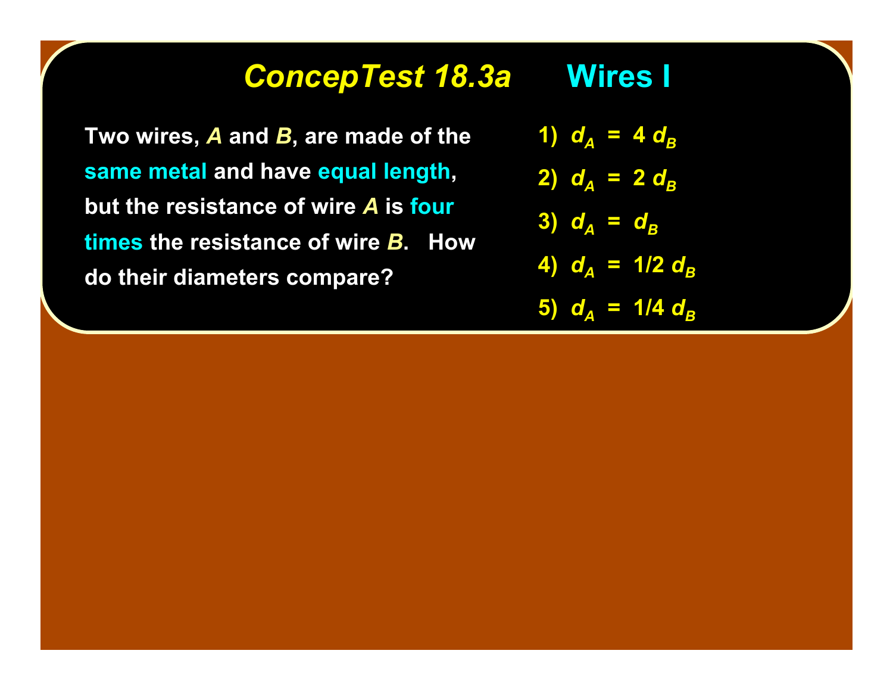# *ConcepTest 18.3a* Wires I

Two wires, *A* and *B*, are made of the same metal and have equal length, but the resistance of wire *A* is four times the resistance of wire *B*. How do their diameters compare?

1) $d_A = 4\ d_B$

2) $d_A = 2\ d_B$

3) $d_A = d_B$

4) $d_A = 1/2\ d_B$

5) $d_A = 1/4\ d_B$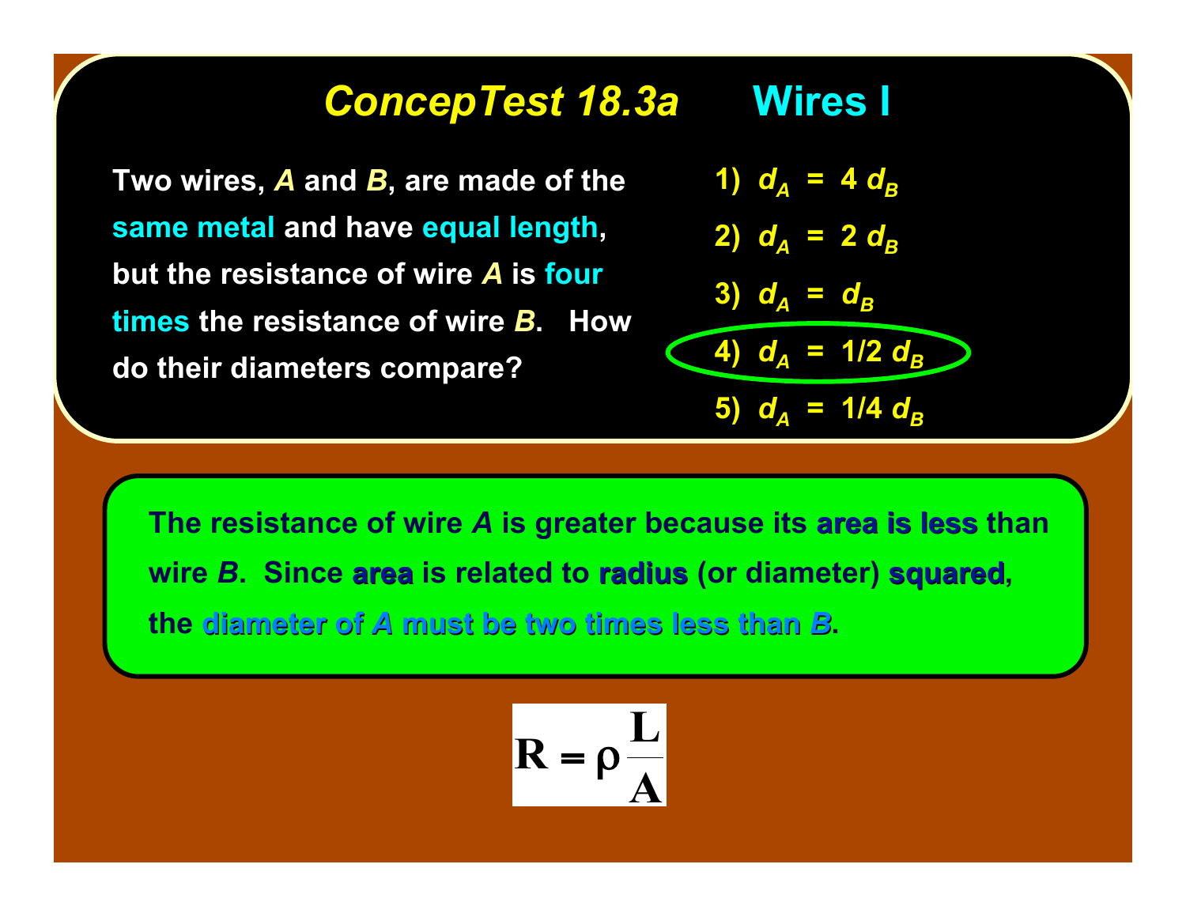# *ConcepTest 18.3a* Wires I

Two wires, *A* and *B*, are made of the same metal and have equal length, but the resistance of wire *A* is four times the resistance of wire *B*. How do their diameters compare?

1) $d_A = 4\, d_B$
2) $d_A = 2\, d_B$
3) $d_A = d_B$
4) $d_A = 1/2\, d_B$
5) $d_A = 1/4\, d_B$

The resistance of wire *A* is greater because its area is less than wire *B*. Since area is related to radius (or diameter) squared, the diameter of *A* must be two times less than *B*.

$$R = \rho \frac{L}{A}$$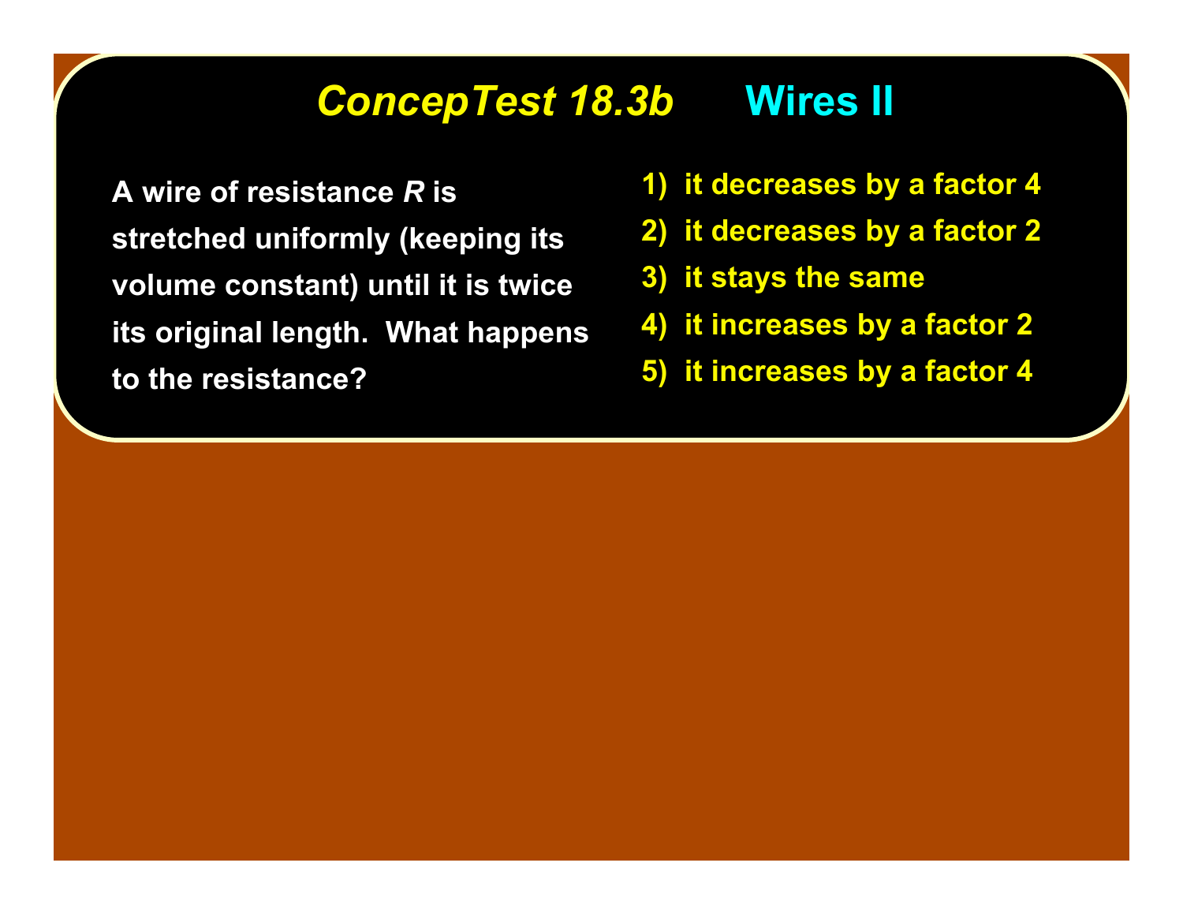# *ConcepTest 18.3b* Wires II

A wire of resistance *R* is stretched uniformly (keeping its volume constant) until it is twice its original length. What happens to the resistance?

1) it decreases by a factor 4
2) it decreases by a factor 2
3) it stays the same
4) it increases by a factor 2
5) it increases by a factor 4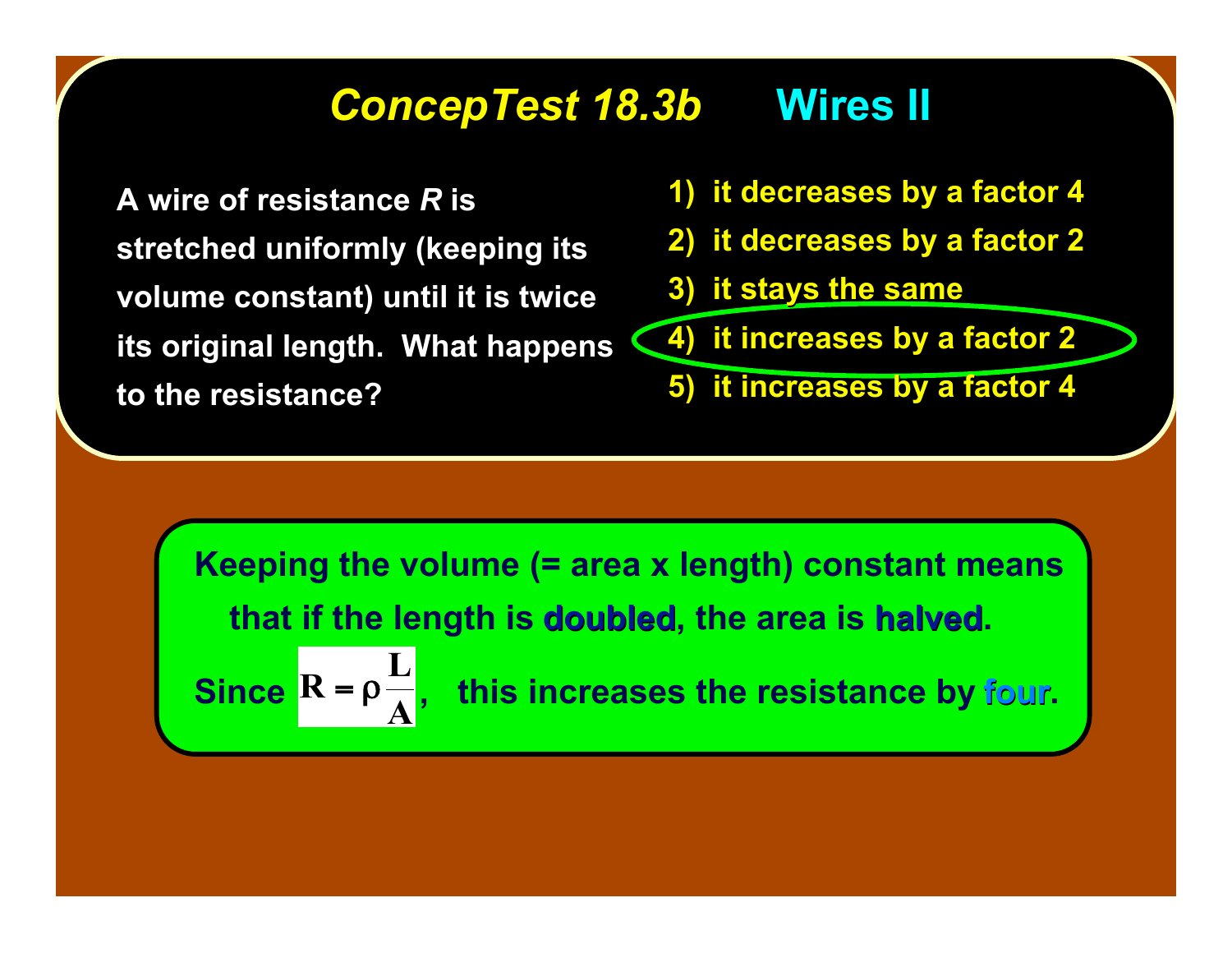# ConcepTest 18.3b Wires II

A wire of resistance *R* is stretched uniformly (keeping its volume constant) until it is twice its original length. What happens to the resistance?

1) it decreases by a factor 4
2) it decreases by a factor 2
3) it stays the same
4) it increases by a factor 2
5) it increases by a factor 4

Keeping the volume (= area x length) constant means that if the length is **doubled**, the area is **halved**.

Since $R = \rho \frac{L}{A}$, this increases the resistance by **four**.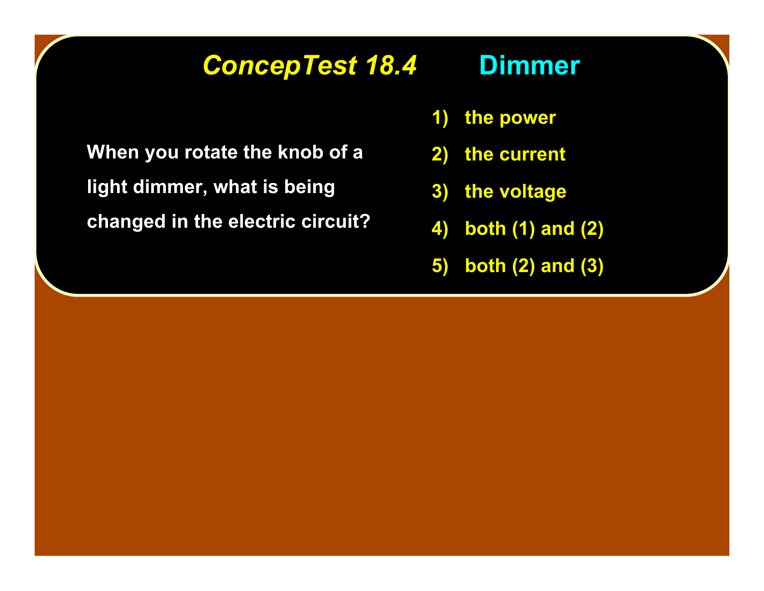# *ConcepTest 18.4* Dimmer

When you rotate the knob of a light dimmer, what is being changed in the electric circuit?

1) the power
2) the current
3) the voltage
4) both (1) and (2)
5) both (2) and (3)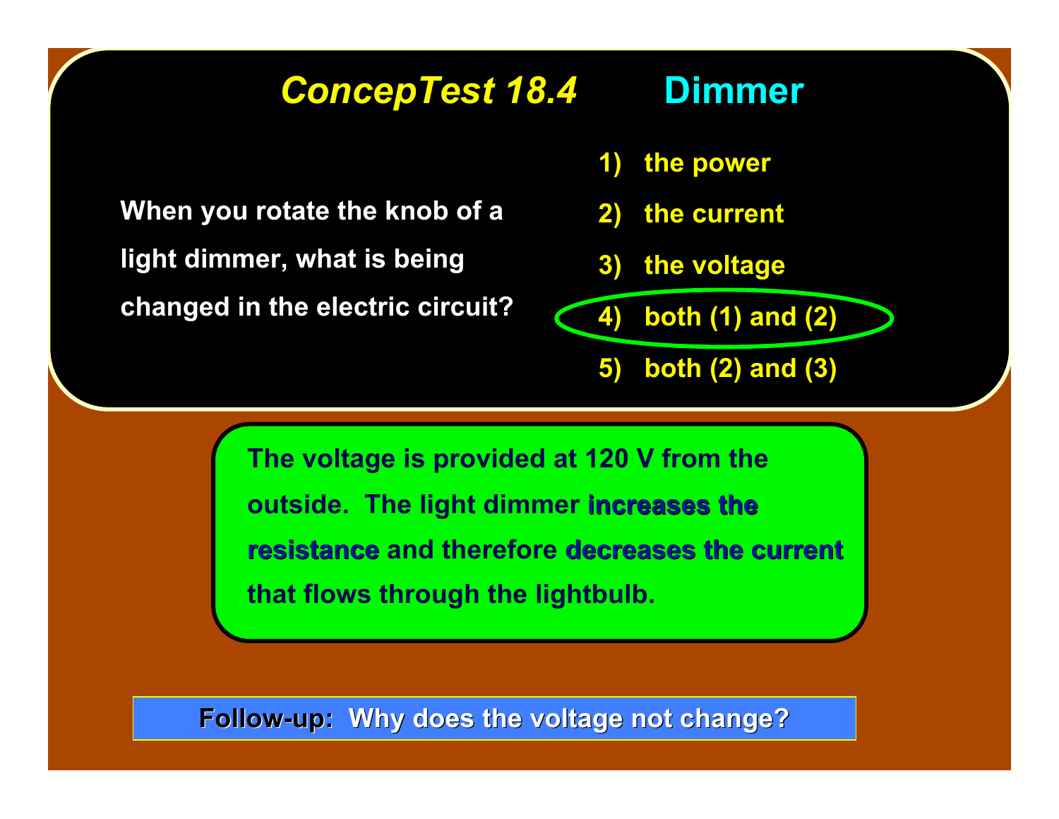## *ConcepTest 18.4* Dimmer

When you rotate the knob of a light dimmer, what is being changed in the electric circuit?

1) the power
2) the current
3) the voltage
4) both (1) and (2)
5) both (2) and (3)

The voltage is provided at 120 V from the outside. The light dimmer **increases the resistance** and therefore **decreases the current** that flows through the lightbulb.

**Follow-up: Why does the voltage not change?**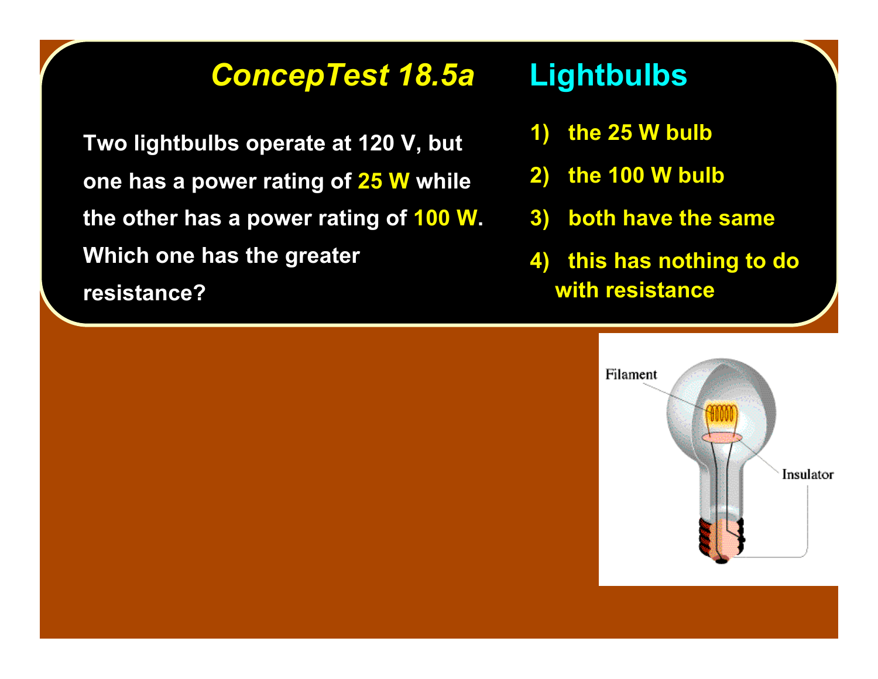# *ConcepTest 18.5a* Lightbulbs

Two lightbulbs operate at 120 V, but one has a power rating of 25 W while the other has a power rating of 100 W. Which one has the greater resistance?

1) the 25 W bulb
2) the 100 W bulb
3) both have the same
4) this has nothing to do with resistance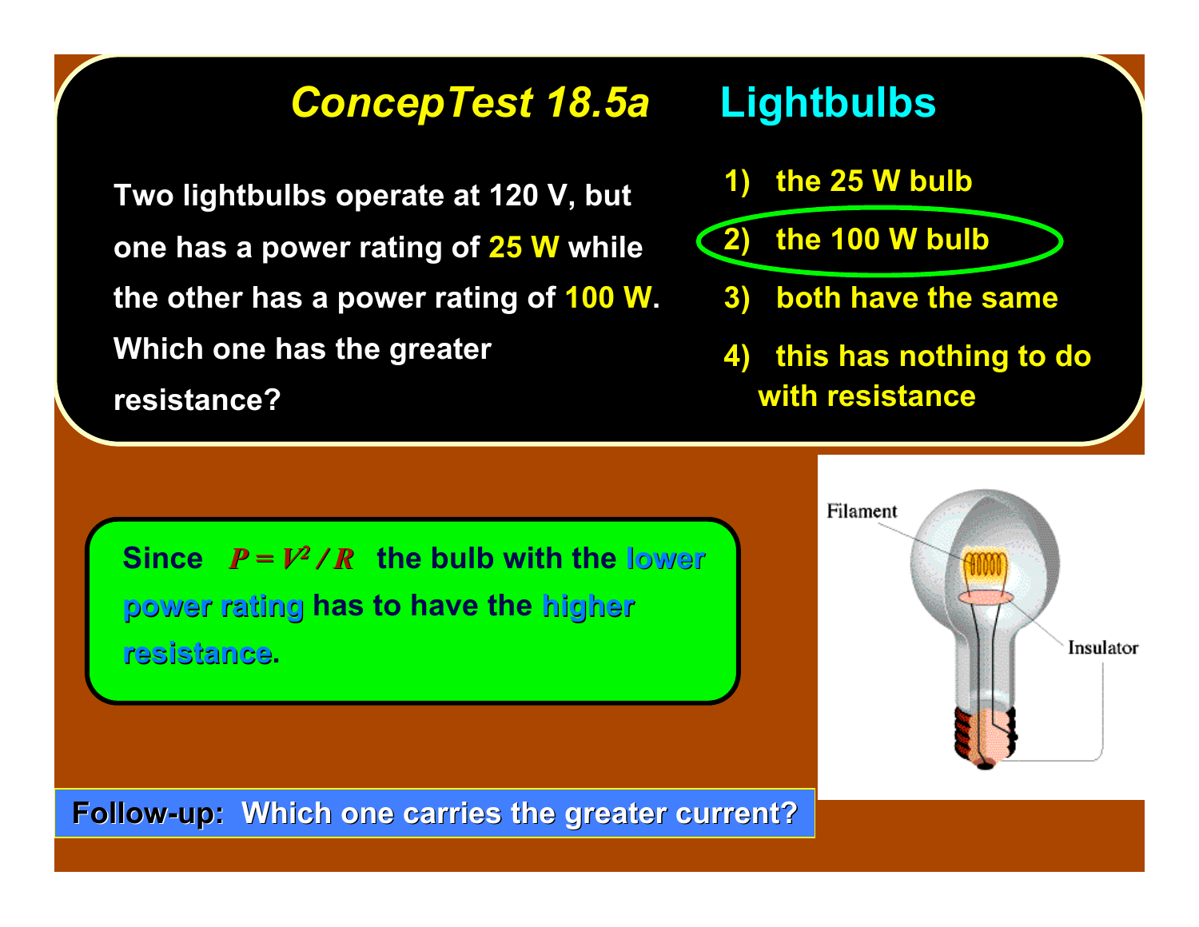# *ConcepTest 18.5a* Lightbulbs

Two lightbulbs operate at 120 V, but one has a power rating of **25 W** while the other has a power rating of **100 W**. Which one has the greater resistance?

1) the 25 W bulb
2) the 100 W bulb
3) both have the same
4) this has nothing to do with resistance

Since $P = V^2 / R$ the bulb with the **lower power rating** has to have the **higher resistance**.

Filament

Insulator

**Follow-up: Which one carries the greater current?**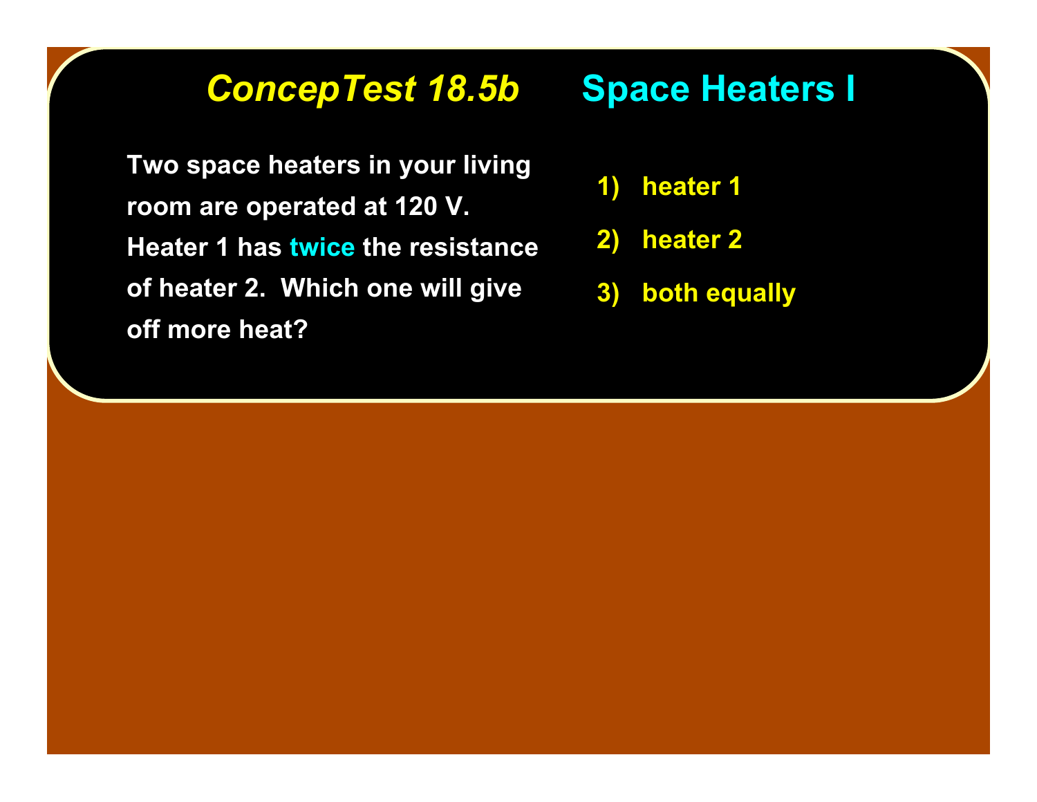# *ConcepTest 18.5b* Space Heaters I

Two space heaters in your living room are operated at 120 V. Heater 1 has **twice** the resistance of heater 2. Which one will give off more heat?

1) heater 1
2) heater 2
3) both equally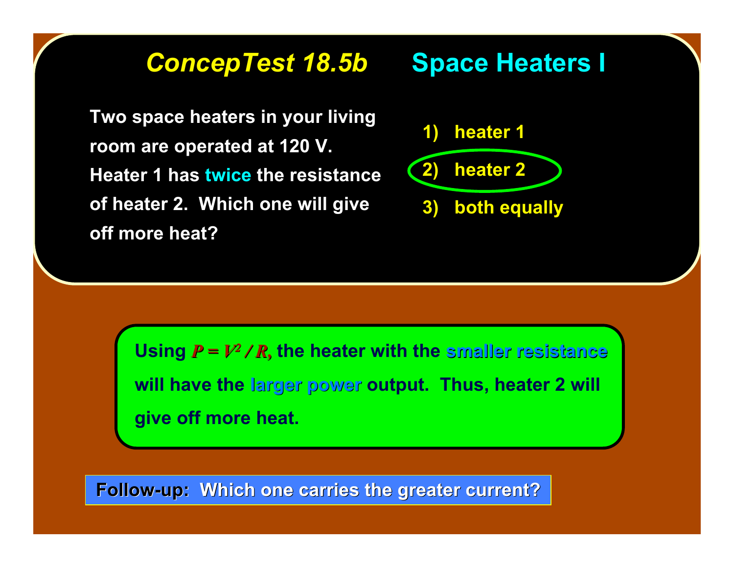# *ConcepTest 18.5b* Space Heaters I

Two space heaters in your living room are operated at 120 V. Heater 1 has twice the resistance of heater 2. Which one will give off more heat?

1) heater 1
2) heater 2
3) both equally

Using $P = V^2 / R$, the heater with the smaller resistance will have the larger power output. Thus, heater 2 will give off more heat.

**Follow-up: Which one carries the greater current?**